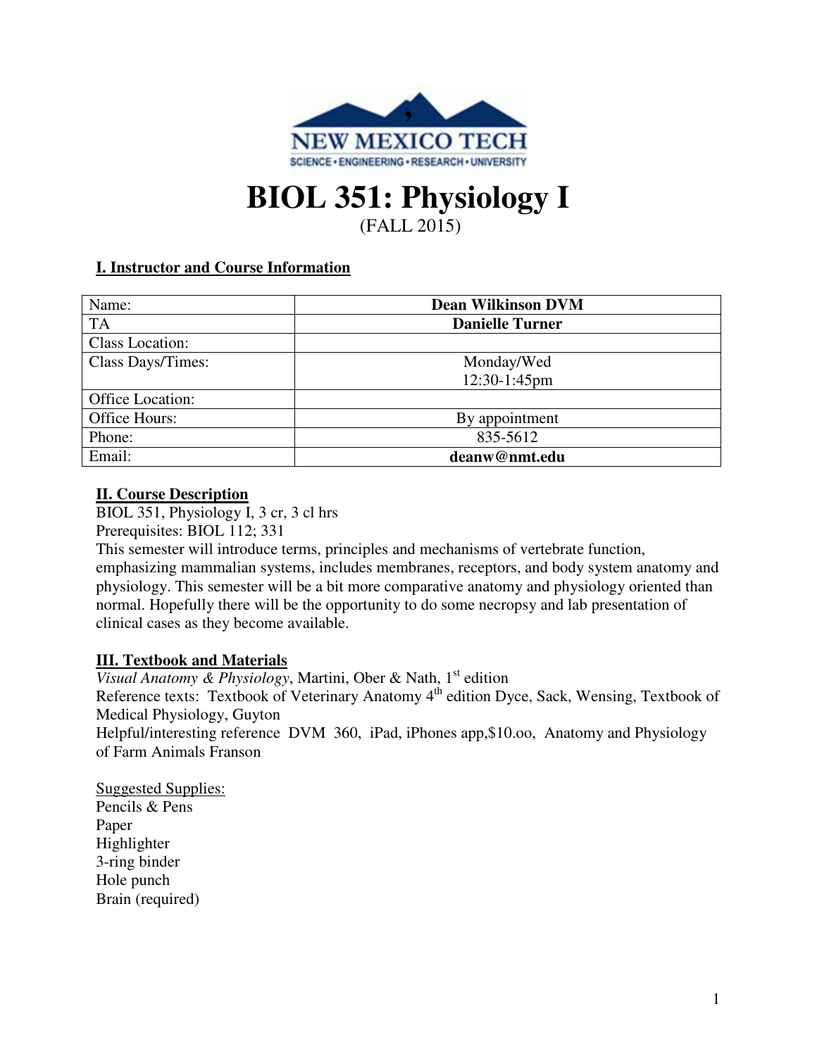NEW MEXICO TECH

SCIENCE • ENGINEERING • RESEARCH • UNIVERSITY

# BIOL 351: Physiology I

(FALL 2015)

## I. Instructor and Course Information

| Name: | **Dean Wilkinson DVM** |
| --- | --- |
| TA | **Danielle Turner** |
| Class Location: | |
| Class Days/Times: | Monday/Wed 12:30-1:45pm |
| Office Location: | |
| Office Hours: | By appointment |
| Phone: | 835-5612 |
| Email: | **deanw@nmt.edu** |

## II. Course Description

BIOL 351, Physiology I, 3 cr, 3 cl hrs

Prerequisites: BIOL 112; 331

This semester will introduce terms, principles and mechanisms of vertebrate function, emphasizing mammalian systems, includes membranes, receptors, and body system anatomy and physiology. This semester will be a bit more comparative anatomy and physiology oriented than normal. Hopefully there will be the opportunity to do some necropsy and lab presentation of clinical cases as they become available.

## III. Textbook and Materials

*Visual Anatomy & Physiology*, Martini, Ober & Nath, 1st edition

Reference texts: Textbook of Veterinary Anatomy 4th edition Dyce, Sack, Wensing, Textbook of Medical Physiology, Guyton

Helpful/interesting reference DVM 360, iPad, iPhones app,$10.oo, Anatomy and Physiology of Farm Animals Franson

Suggested Supplies:

Pencils & Pens

Paper

Highlighter

3-ring binder

Hole punch

Brain (required)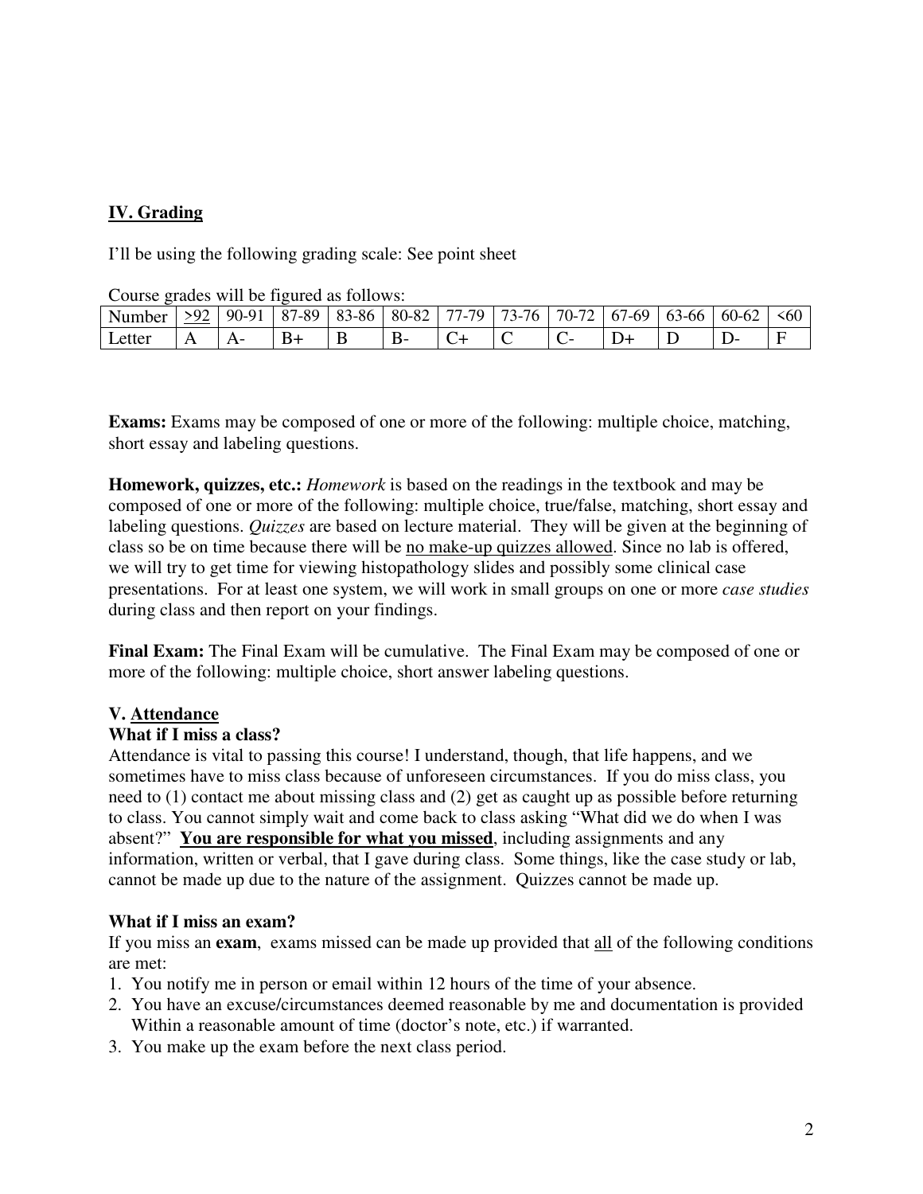## IV. Grading

I'll be using the following grading scale: See point sheet

Course grades will be figured as follows:

| Number | >92 | 90-91 | 87-89 | 83-86 | 80-82 | 77-79 | 73-76 | 70-72 | 67-69 | 63-66 | 60-62 | <60 |
|---|---|---|---|---|---|---|---|---|---|---|---|---|
| Letter | A | A- | B+ | B | B- | C+ | C | C- | D+ | D | D- | F |

**Exams:** Exams may be composed of one or more of the following: multiple choice, matching, short essay and labeling questions.

**Homework, quizzes, etc.:** *Homework* is based on the readings in the textbook and may be composed of one or more of the following: multiple choice, true/false, matching, short essay and labeling questions. *Quizzes* are based on lecture material. They will be given at the beginning of class so be on time because there will be no make-up quizzes allowed. Since no lab is offered, we will try to get time for viewing histopathology slides and possibly some clinical case presentations. For at least one system, we will work in small groups on one or more *case studies* during class and then report on your findings.

**Final Exam:** The Final Exam will be cumulative. The Final Exam may be composed of one or more of the following: multiple choice, short answer labeling questions.

## V. Attendance

**What if I miss a class?**

Attendance is vital to passing this course! I understand, though, that life happens, and we sometimes have to miss class because of unforeseen circumstances. If you do miss class, you need to (1) contact me about missing class and (2) get as caught up as possible before returning to class. You cannot simply wait and come back to class asking "What did we do when I was absent?" **You are responsible for what you missed**, including assignments and any information, written or verbal, that I gave during class. Some things, like the case study or lab, cannot be made up due to the nature of the assignment. Quizzes cannot be made up.

**What if I miss an exam?**

If you miss an **exam**, exams missed can be made up provided that all of the following conditions are met:

1. You notify me in person or email within 12 hours of the time of your absence.
2. You have an excuse/circumstances deemed reasonable by me and documentation is provided Within a reasonable amount of time (doctor's note, etc.) if warranted.
3. You make up the exam before the next class period.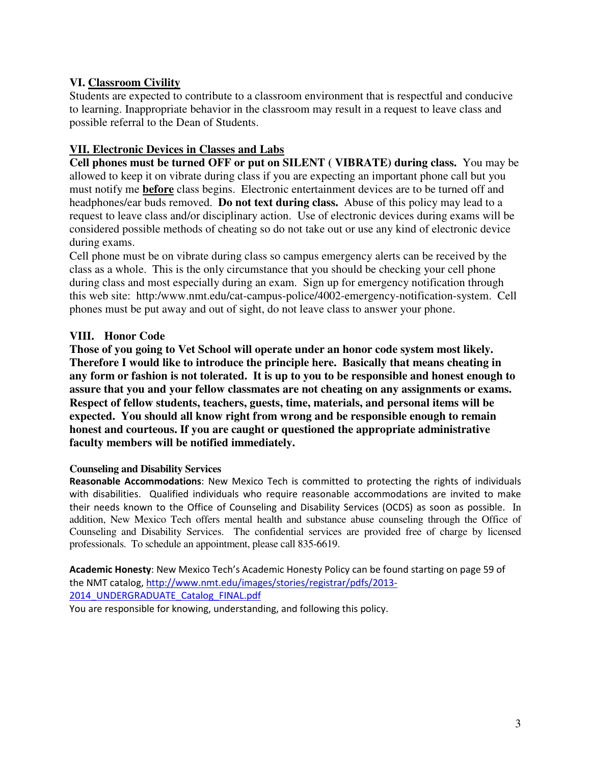## VI. Classroom Civility

Students are expected to contribute to a classroom environment that is respectful and conducive to learning. Inappropriate behavior in the classroom may result in a request to leave class and possible referral to the Dean of Students.

## VII. Electronic Devices in Classes and Labs

**Cell phones must be turned OFF or put on SILENT ( VIBRATE) during class.** You may be allowed to keep it on vibrate during class if you are expecting an important phone call but you must notify me **before** class begins. Electronic entertainment devices are to be turned off and headphones/ear buds removed. **Do not text during class.** Abuse of this policy may lead to a request to leave class and/or disciplinary action. Use of electronic devices during exams will be considered possible methods of cheating so do not take out or use any kind of electronic device during exams.

Cell phone must be on vibrate during class so campus emergency alerts can be received by the class as a whole. This is the only circumstance that you should be checking your cell phone during class and most especially during an exam. Sign up for emergency notification through this web site: http:/www.nmt.edu/cat-campus-police/4002-emergency-notification-system. Cell phones must be put away and out of sight, do not leave class to answer your phone.

## VIII. Honor Code

**Those of you going to Vet School will operate under an honor code system most likely. Therefore I would like to introduce the principle here. Basically that means cheating in any form or fashion is not tolerated. It is up to you to be responsible and honest enough to assure that you and your fellow classmates are not cheating on any assignments or exams. Respect of fellow students, teachers, guests, time, materials, and personal items will be expected. You should all know right from wrong and be responsible enough to remain honest and courteous. If you are caught or questioned the appropriate administrative faculty members will be notified immediately.**

### Counseling and Disability Services

**Reasonable Accommodations**: New Mexico Tech is committed to protecting the rights of individuals with disabilities. Qualified individuals who require reasonable accommodations are invited to make their needs known to the Office of Counseling and Disability Services (OCDS) as soon as possible. In addition, New Mexico Tech offers mental health and substance abuse counseling through the Office of Counseling and Disability Services. The confidential services are provided free of charge by licensed professionals. To schedule an appointment, please call 835-6619.

**Academic Honesty**: New Mexico Tech's Academic Honesty Policy can be found starting on page 59 of the NMT catalog, http://www.nmt.edu/images/stories/registrar/pdfs/2013-2014_UNDERGRADUATE_Catalog_FINAL.pdf

You are responsible for knowing, understanding, and following this policy.